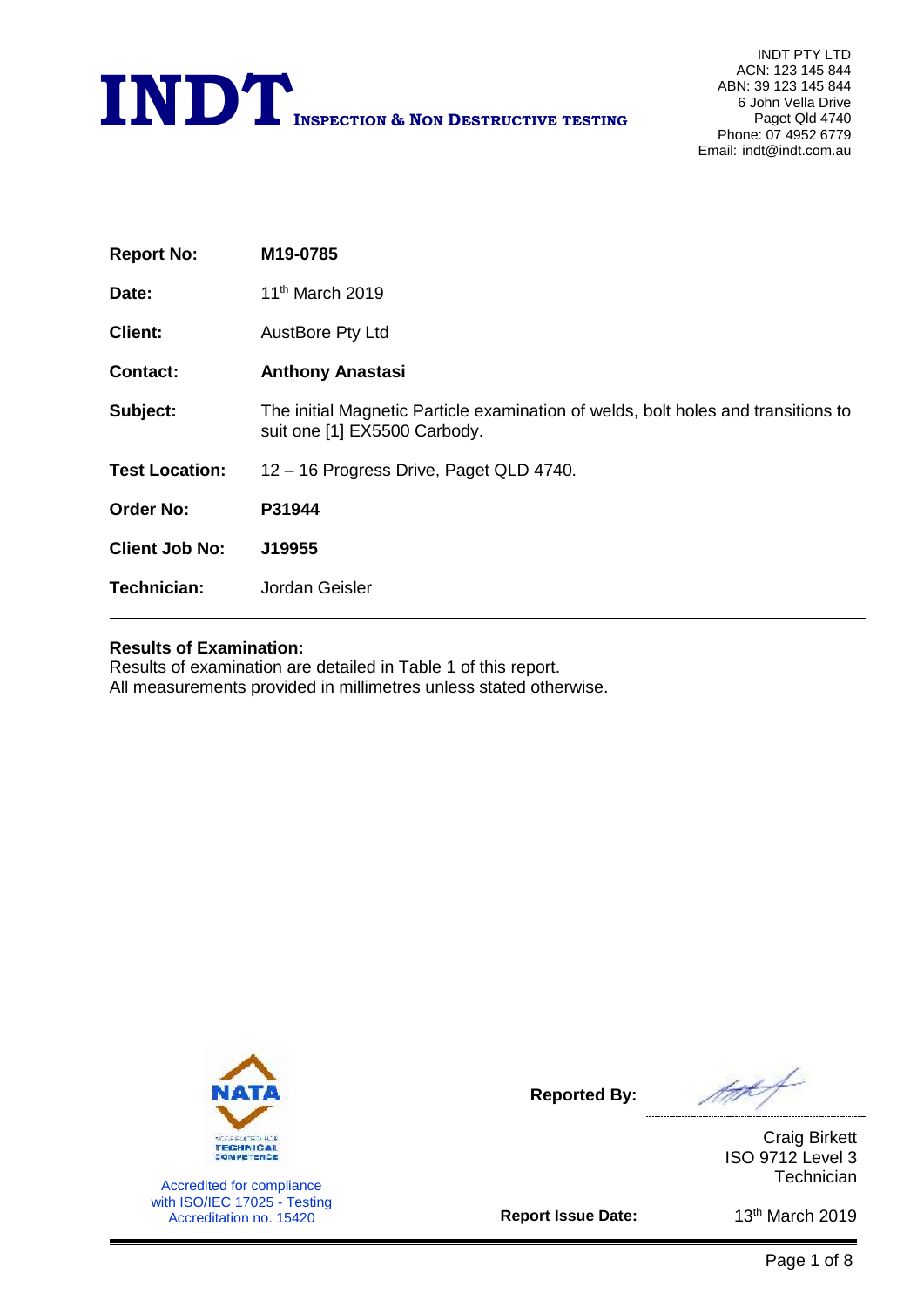# INDT Inspection & Non Destructive Testing

INDT PTY LTD
ACN: 123 145 844
ABN: 39 123 145 844
6 John Vella Drive
Paget Qld 4740
Phone: 07 4952 6779
Email: indt@indt.com.au

| | |
|---|---|
| **Report No:** | **M19-0785** |
| **Date:** | 11th March 2019 |
| **Client:** | AustBore Pty Ltd |
| **Contact:** | **Anthony Anastasi** |
| **Subject:** | The initial Magnetic Particle examination of welds, bolt holes and transitions to suit one [1] EX5500 Carbody. |
| **Test Location:** | 12 – 16 Progress Drive, Paget QLD 4740. |
| **Order No:** | **P31944** |
| **Client Job No:** | **J19955** |
| **Technician:** | Jordan Geisler |

---

**Results of Examination:**
Results of examination are detailed in Table 1 of this report.
All measurements provided in millimetres unless stated otherwise.

NATA ACCREDITED FOR TECHNICAL COMPETENCE

Accredited for compliance with ISO/IEC 17025 - Testing
Accreditation no. 15420

**Reported By:**

Craig Birkett
ISO 9712 Level 3
Technician

**Report Issue Date:** 13th March 2019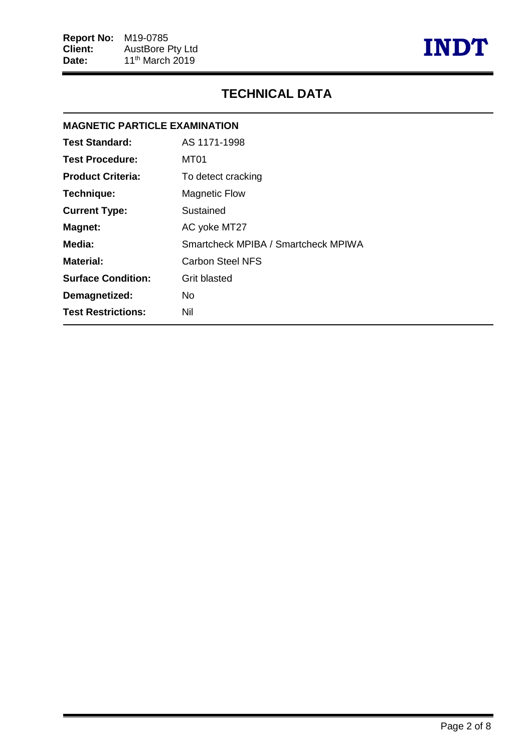# TECHNICAL DATA

## MAGNETIC PARTICLE EXAMINATION

| | |
|---|---|
| **Test Standard:** | AS 1171-1998 |
| **Test Procedure:** | MT01 |
| **Product Criteria:** | To detect cracking |
| **Technique:** | Magnetic Flow |
| **Current Type:** | Sustained |
| **Magnet:** | AC yoke MT27 |
| **Media:** | Smartcheck MPIBA / Smartcheck MPIWA |
| **Material:** | Carbon Steel NFS |
| **Surface Condition:** | Grit blasted |
| **Demagnetized:** | No |
| **Test Restrictions:** | Nil |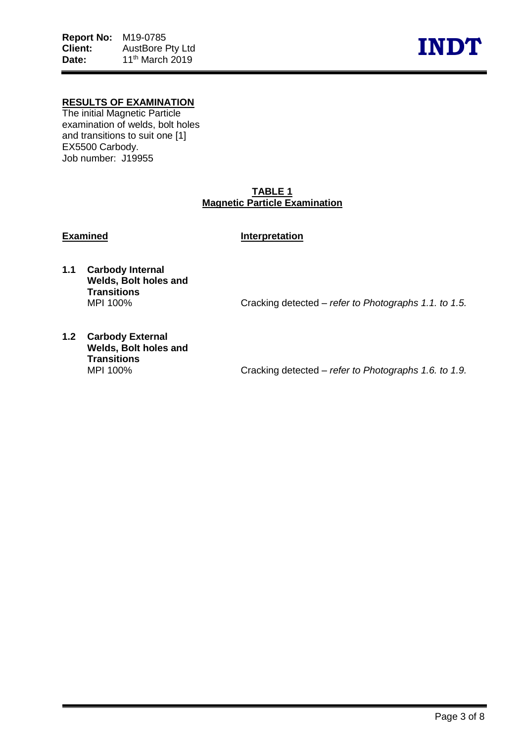## RESULTS OF EXAMINATION

The initial Magnetic Particle examination of welds, bolt holes and transitions to suit one [1] EX5500 Carbody.
Job number: J19955

**TABLE 1**
**Magnetic Particle Examination**

| Examined | Interpretation |
|---|---|
| **1.1 Carbody Internal Welds, Bolt holes and Transitions** MPI 100% | Cracking detected – *refer to Photographs 1.1. to 1.5.* |
| **1.2 Carbody External Welds, Bolt holes and Transitions** MPI 100% | Cracking detected – *refer to Photographs 1.6. to 1.9.* |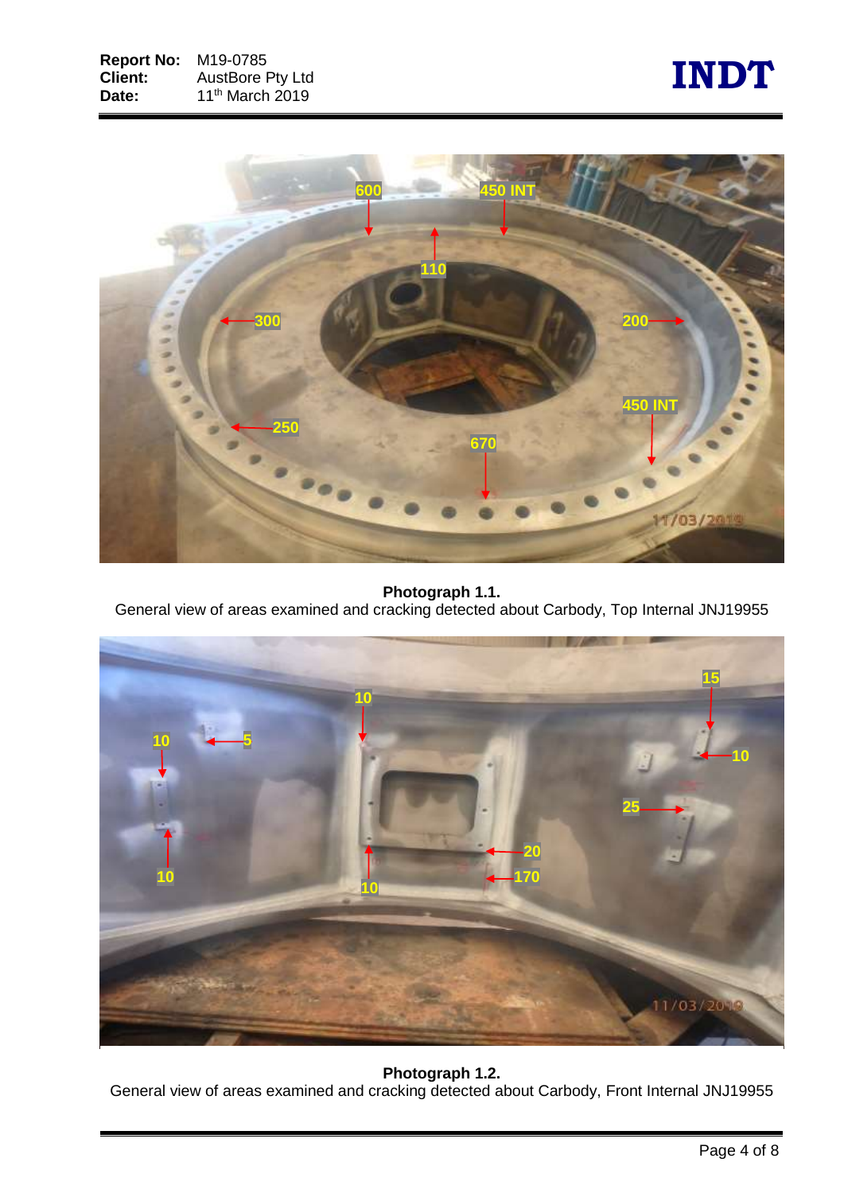**Photograph 1.1.**
General view of areas examined and cracking detected about Carbody, Top Internal JNJ19955

**Photograph 1.2.**
General view of areas examined and cracking detected about Carbody, Front Internal JNJ19955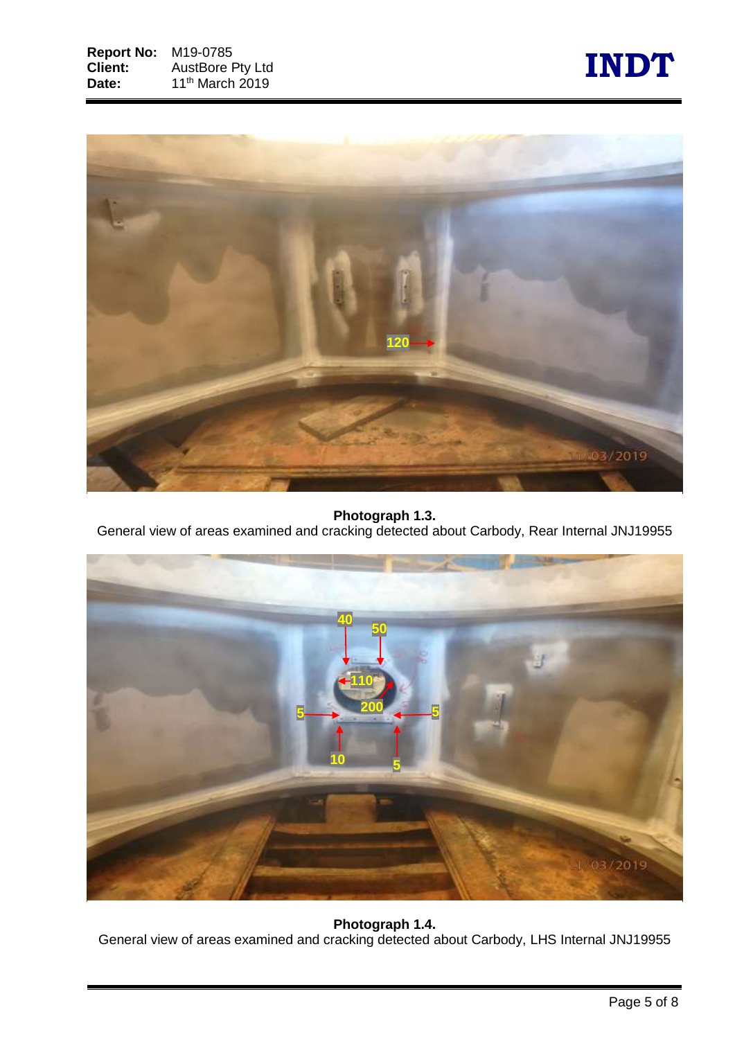**Photograph 1.3.**
General view of areas examined and cracking detected about Carbody, Rear Internal JNJ19955

**Photograph 1.4.**
General view of areas examined and cracking detected about Carbody, LHS Internal JNJ19955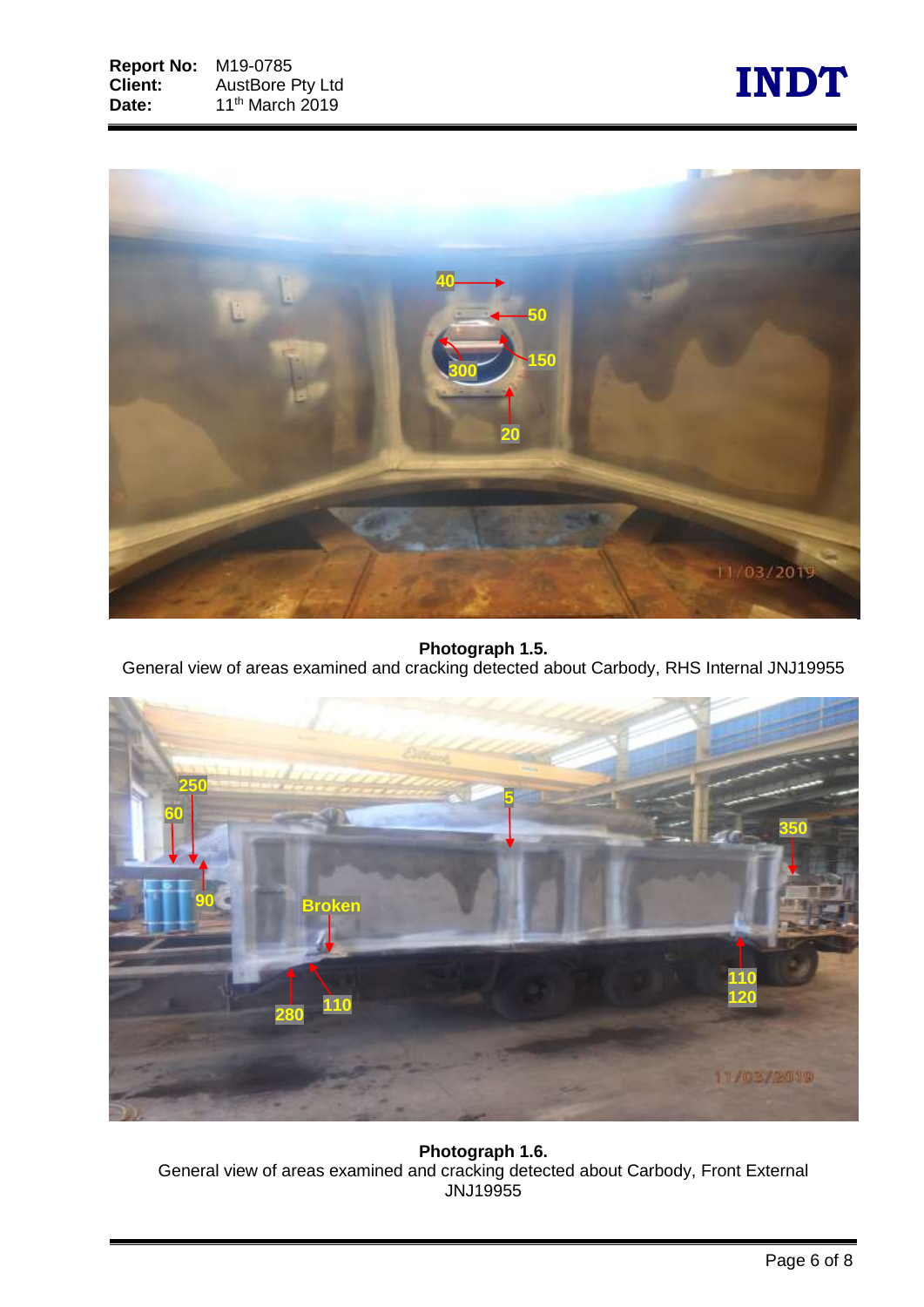**Photograph 1.5.**
General view of areas examined and cracking detected about Carbody, RHS Internal JNJ19955

**Photograph 1.6.**
General view of areas examined and cracking detected about Carbody, Front External JNJ19955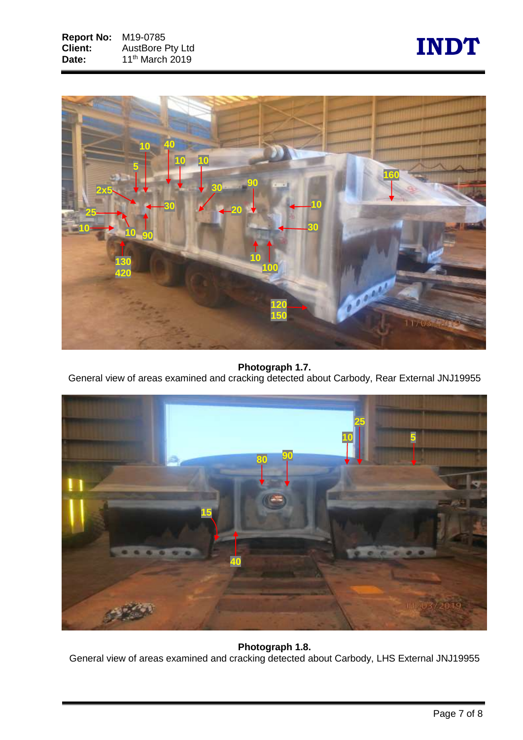**Photograph 1.7.**
General view of areas examined and cracking detected about Carbody, Rear External JNJ19955

**Photograph 1.8.**
General view of areas examined and cracking detected about Carbody, LHS External JNJ19955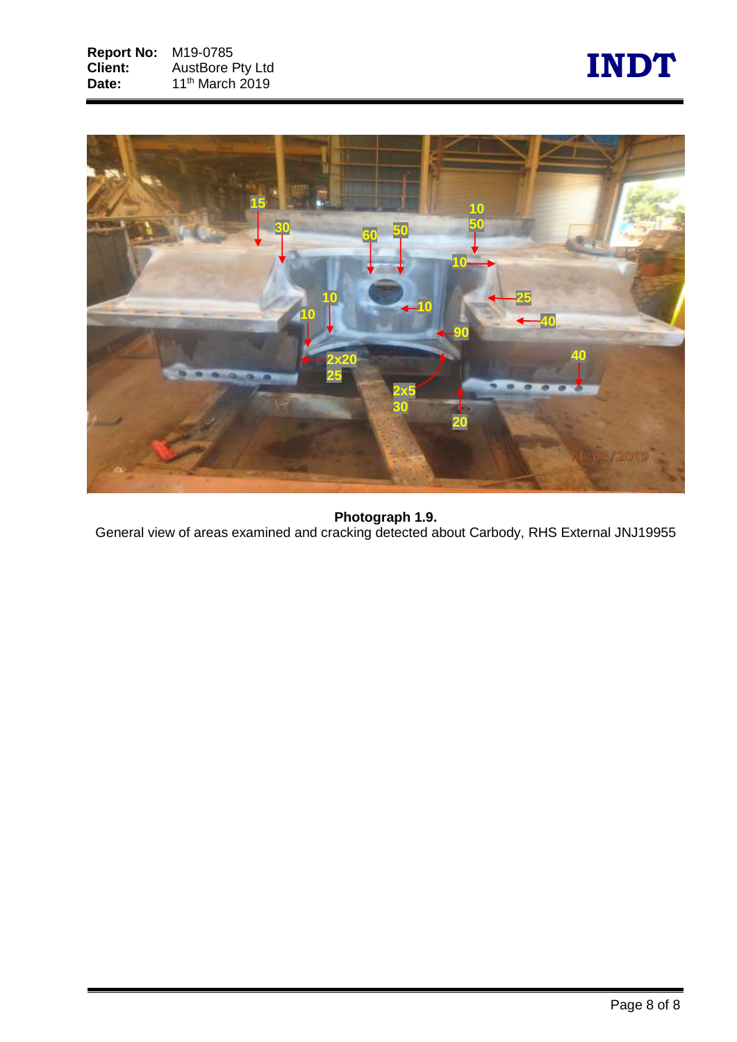**Photograph 1.9.**
General view of areas examined and cracking detected about Carbody, RHS External JNJ19955